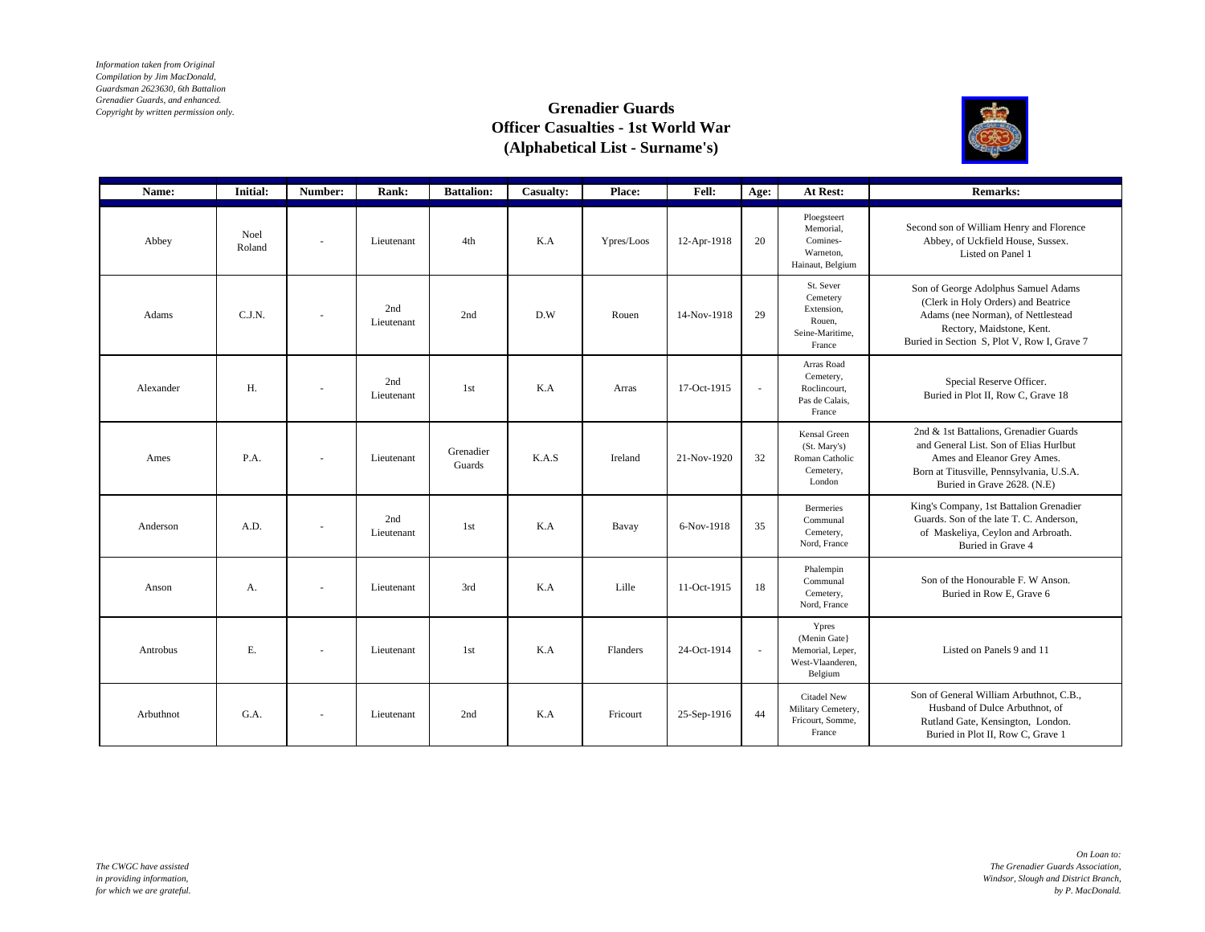*Information taken from Original Compilation by Jim MacDonald, Guardsman 2623630, 6th Battalion Grenadier Guards, and enhanced. Copyright by written permission only.*

# Grenadier Guards
## Officer Casualties - 1st World War
## (Alphabetical List - Surname's)

| Name: | Initial: | Number: | Rank: | Battalion: | Casualty: | Place: | Fell: | Age: | At Rest: | Remarks: |
|---|---|---|---|---|---|---|---|---|---|---|
| Abbey | Noel Roland | - | Lieutenant | 4th | K.A | Ypres/Loos | 12-Apr-1918 | 20 | Ploegsteert Memorial, Comines-Warneton, Hainaut, Belgium | Second son of William Henry and Florence Abbey, of Uckfield House, Sussex. Listed on Panel 1 |
| Adams | C.J.N. | - | 2nd Lieutenant | 2nd | D.W | Rouen | 14-Nov-1918 | 29 | St. Sever Cemetery Extension, Rouen, Seine-Maritime, France | Son of George Adolphus Samuel Adams (Clerk in Holy Orders) and Beatrice Adams (nee Norman), of Nettlestead Rectory, Maidstone, Kent. Buried in Section S, Plot V, Row I, Grave 7 |
| Alexander | H. | - | 2nd Lieutenant | 1st | K.A | Arras | 17-Oct-1915 | - | Arras Road Cemetery, Roclincourt, Pas de Calais, France | Special Reserve Officer. Buried in Plot II, Row C, Grave 18 |
| Ames | P.A. | - | Lieutenant | Grenadier Guards | K.A.S | Ireland | 21-Nov-1920 | 32 | Kensal Green (St. Mary's) Roman Catholic Cemetery, London | 2nd & 1st Battalions, Grenadier Guards and General List. Son of Elias Hurlbut Ames and Eleanor Grey Ames. Born at Titusville, Pennsylvania, U.S.A. Buried in Grave 2628. (N.E) |
| Anderson | A.D. | - | 2nd Lieutenant | 1st | K.A | Bavay | 6-Nov-1918 | 35 | Bermeries Communal Cemetery, Nord, France | King's Company, 1st Battalion Grenadier Guards. Son of the late T. C. Anderson, of Maskeliya, Ceylon and Arbroath. Buried in Grave 4 |
| Anson | A. | - | Lieutenant | 3rd | K.A | Lille | 11-Oct-1915 | 18 | Phalempin Communal Cemetery, Nord, France | Son of the Honourable F. W Anson. Buried in Row E, Grave 6 |
| Antrobus | E. | - | Lieutenant | 1st | K.A | Flanders | 24-Oct-1914 | - | Ypres (Menin Gate} Memorial, Leper, West-Vlaanderen, Belgium | Listed on Panels 9 and 11 |
| Arbuthnot | G.A. | - | Lieutenant | 2nd | K.A | Fricourt | 25-Sep-1916 | 44 | Citadel New Military Cemetery, Fricourt, Somme, France | Son of General William Arbuthnot, C.B., Husband of Dulce Arbuthnot, of Rutland Gate, Kensington, London. Buried in Plot II, Row C, Grave 1 |

*The CWGC have assisted in providing information, for which we are grateful.*

*On Loan to: The Grenadier Guards Association, Windsor, Slough and District Branch, by P. MacDonald.*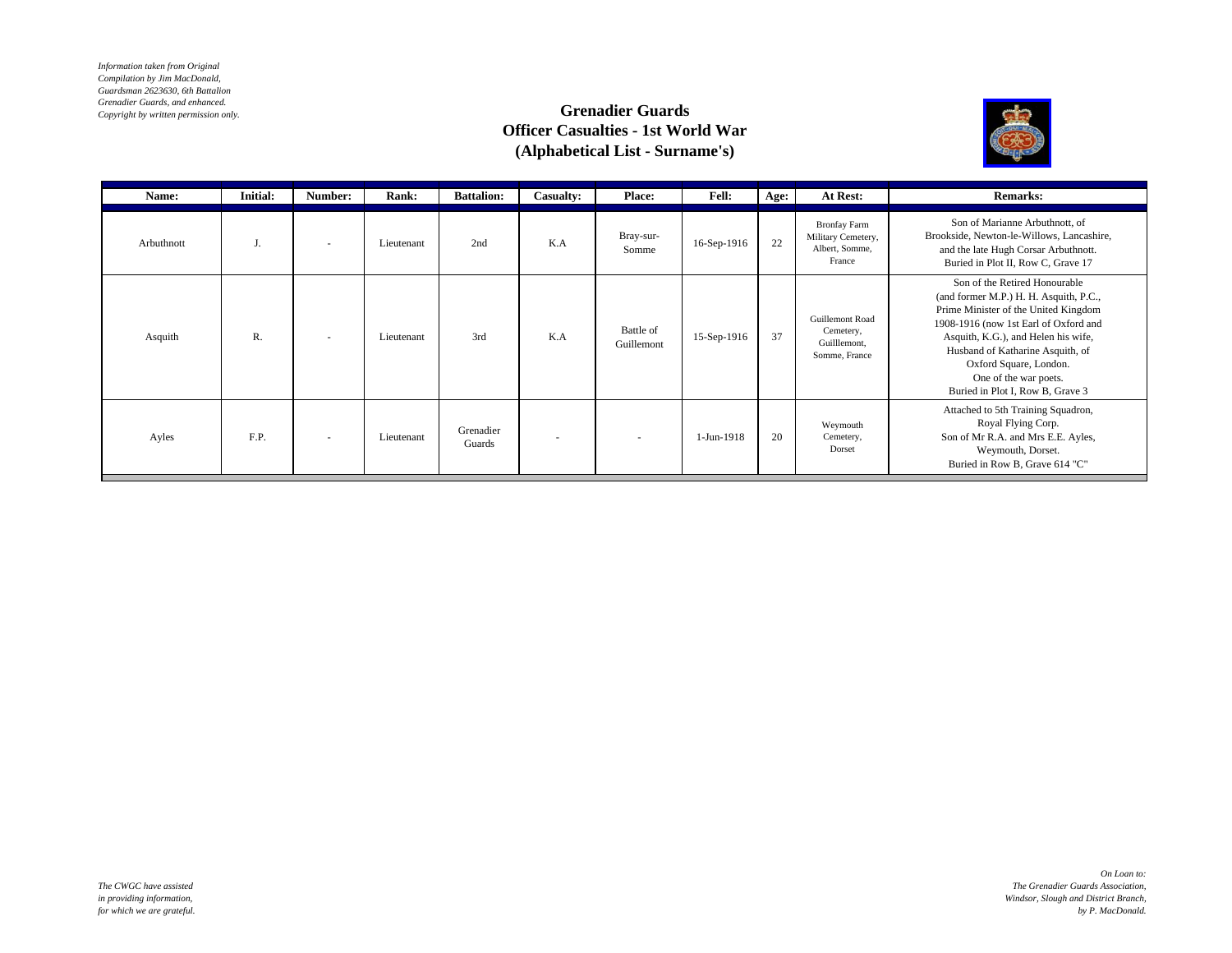*Information taken from Original Compilation by Jim MacDonald, Guardsman 2623630, 6th Battalion Grenadier Guards, and enhanced. Copyright by written permission only.*

# Grenadier Guards
## Officer Casualties - 1st World War
## (Alphabetical List - Surname's)

| Name: | Initial: | Number: | Rank: | Battalion: | Casualty: | Place: | Fell: | Age: | At Rest: | Remarks: |
|---|---|---|---|---|---|---|---|---|---|---|
| Arbuthnott | J. | - | Lieutenant | 2nd | K.A | Bray-sur-Somme | 16-Sep-1916 | 22 | Bronfay Farm Military Cemetery, Albert, Somme, France | Son of Marianne Arbuthnott, of Brookside, Newton-le-Willows, Lancashire, and the late Hugh Corsar Arbuthnott. Buried in Plot II, Row C, Grave 17 |
| Asquith | R. | - | Lieutenant | 3rd | K.A | Battle of Guillemont | 15-Sep-1916 | 37 | Guillemont Road Cemetery, Guilllemont, Somme, France | Son of the Retired Honourable (and former M.P.) H. H. Asquith, P.C., Prime Minister of the United Kingdom 1908-1916 (now 1st Earl of Oxford and Asquith, K.G.), and Helen his wife, Husband of Katharine Asquith, of Oxford Square, London. One of the war poets. Buried in Plot I, Row B, Grave 3 |
| Ayles | F.P. | - | Lieutenant | Grenadier Guards | - | - | 1-Jun-1918 | 20 | Weymouth Cemetery, Dorset | Attached to 5th Training Squadron, Royal Flying Corp. Son of Mr R.A. and Mrs E.E. Ayles, Weymouth, Dorset. Buried in Row B, Grave 614 "C" |

*The CWGC have assisted in providing information, for which we are grateful.*

*On Loan to: The Grenadier Guards Association, Windsor, Slough and District Branch, by P. MacDonald.*